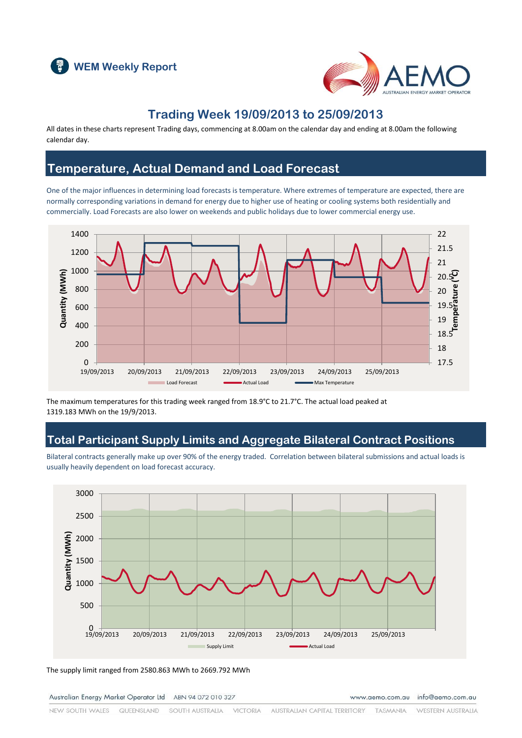# WEM Weekly Report

## Trading Week 19/09/2013 to 25/09/2013

All dates in these charts represent Trading days, commencing at 8.00am on the calendar day and ending at 8.00am the following calendar day.

## Temperature, Actual Demand and Load Forecast

One of the major influences in determining load forecasts is temperature. Where extremes of temperature are expected, there are normally corresponding variations in demand for energy due to higher use of heating or cooling systems both residentially and commercially. Load Forecasts are also lower on weekends and public holidays due to lower commercial energy use.

The maximum temperatures for this trading week ranged from 18.9°C to 21.7°C. The actual load peaked at 1319.183 MWh on the 19/9/2013.

## Total Participant Supply Limits and Aggregate Bilateral Contract Positions

Bilateral contracts generally make up over 90% of the energy traded. Correlation between bilateral submissions and actual loads is usually heavily dependent on load forecast accuracy.

The supply limit ranged from 2580.863 MWh to 2669.792 MWh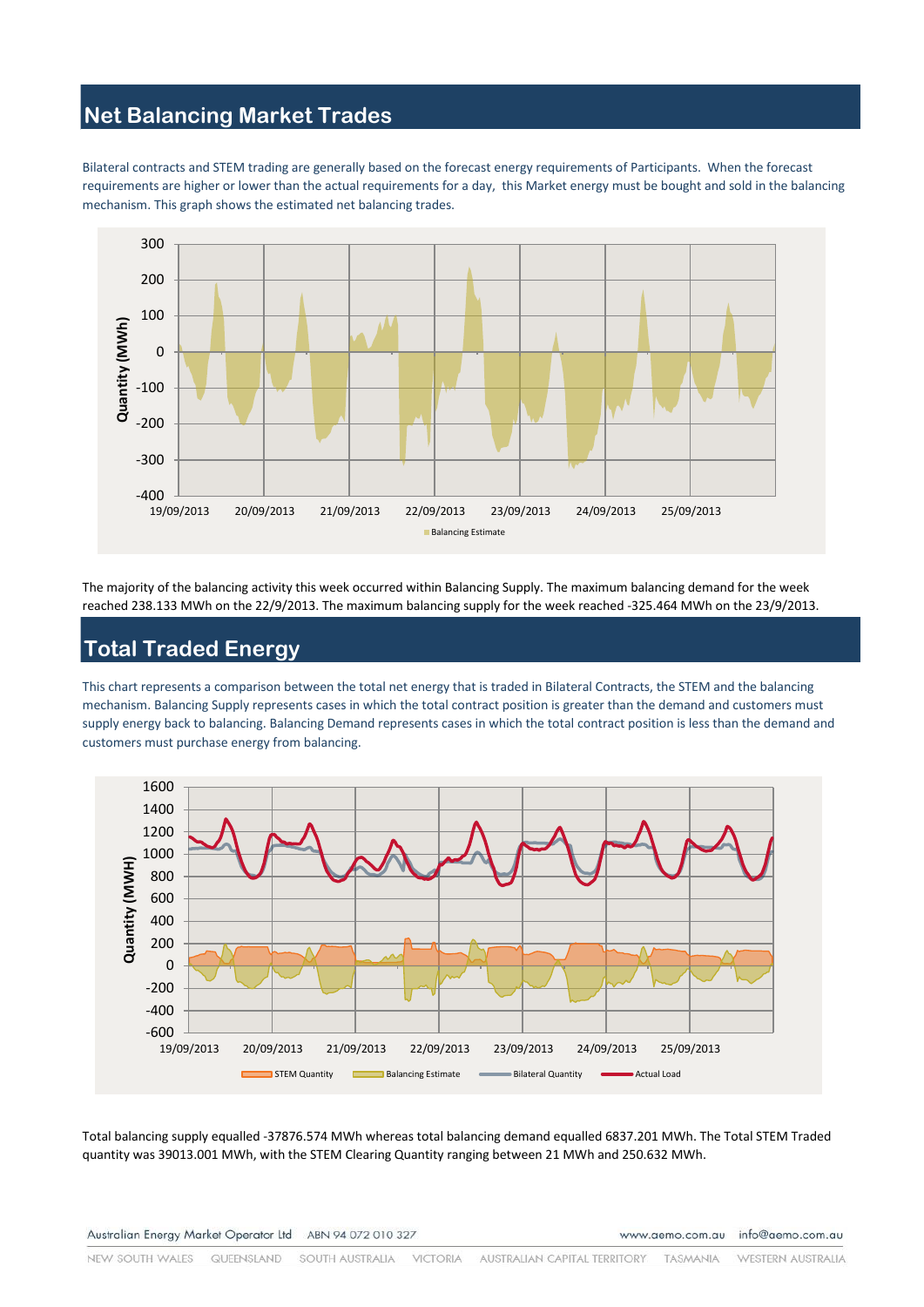## Net Balancing Market Trades

Bilateral contracts and STEM trading are generally based on the forecast energy requirements of Participants. When the forecast requirements are higher or lower than the actual requirements for a day, this Market energy must be bought and sold in the balancing mechanism. This graph shows the estimated net balancing trades.

The majority of the balancing activity this week occurred within Balancing Supply. The maximum balancing demand for the week reached 238.133 MWh on the 22/9/2013. The maximum balancing supply for the week reached -325.464 MWh on the 23/9/2013.

## Total Traded Energy

This chart represents a comparison between the total net energy that is traded in Bilateral Contracts, the STEM and the balancing mechanism. Balancing Supply represents cases in which the total contract position is greater than the demand and customers must supply energy back to balancing. Balancing Demand represents cases in which the total contract position is less than the demand and customers must purchase energy from balancing.

Total balancing supply equalled -37876.574 MWh whereas total balancing demand equalled 6837.201 MWh. The Total STEM Traded quantity was 39013.001 MWh, with the STEM Clearing Quantity ranging between 21 MWh and 250.632 MWh.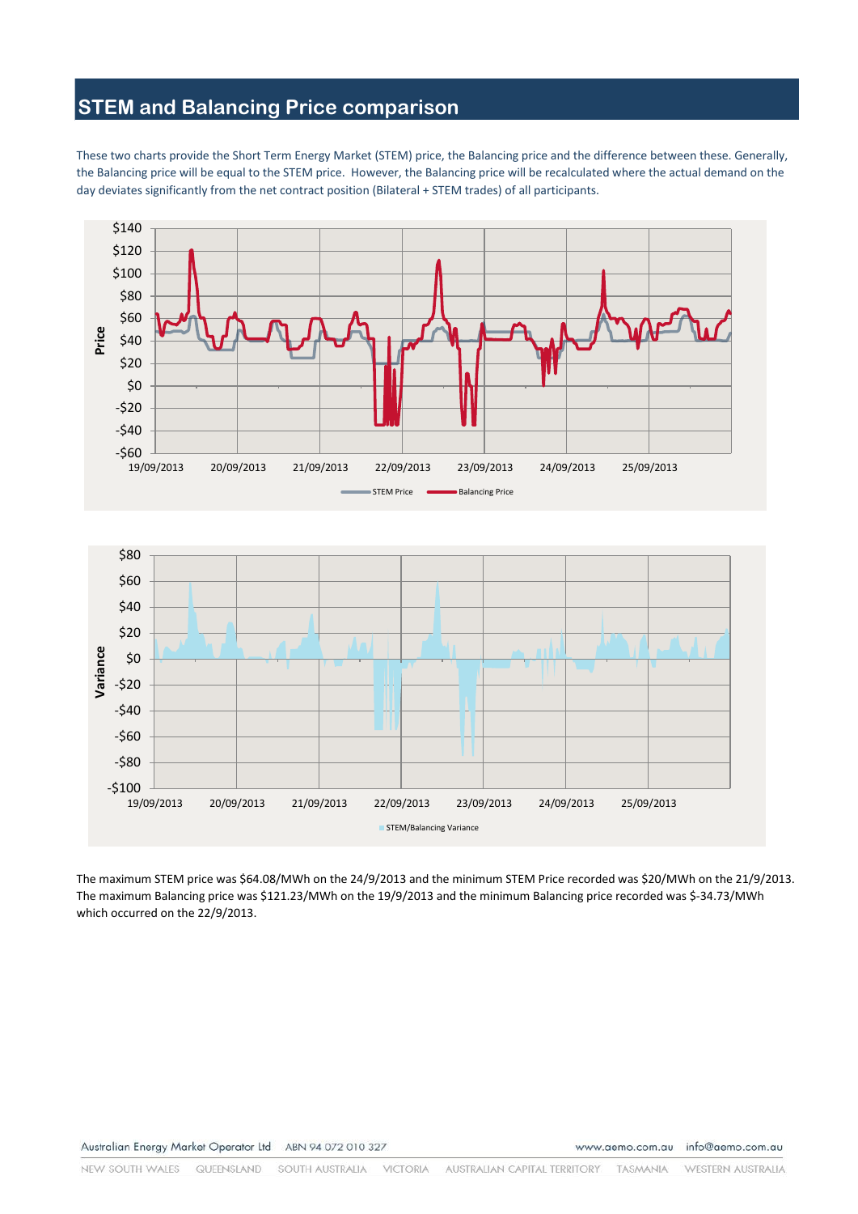## STEM and Balancing Price comparison

These two charts provide the Short Term Energy Market (STEM) price, the Balancing price and the difference between these. Generally, the Balancing price will be equal to the STEM price. However, the Balancing price will be recalculated where the actual demand on the day deviates significantly from the net contract position (Bilateral + STEM trades) of all participants.

Price

$140
$120
$100
$80
$60
$40
$20
$0
-$20
-$40
-$60

19/09/2013 20/09/2013 21/09/2013 22/09/2013 23/09/2013 24/09/2013 25/09/2013

STEM Price Balancing Price

Variance

$80
$60
$40
$20
$0
-$20
-$40
-$60
-$80
-$100

19/09/2013 20/09/2013 21/09/2013 22/09/2013 23/09/2013 24/09/2013 25/09/2013

STEM/Balancing Variance

The maximum STEM price was $64.08/MWh on the 24/9/2013 and the minimum STEM Price recorded was $20/MWh on the 21/9/2013. The maximum Balancing price was $121.23/MWh on the 19/9/2013 and the minimum Balancing price recorded was $-34.73/MWh which occurred on the 22/9/2013.